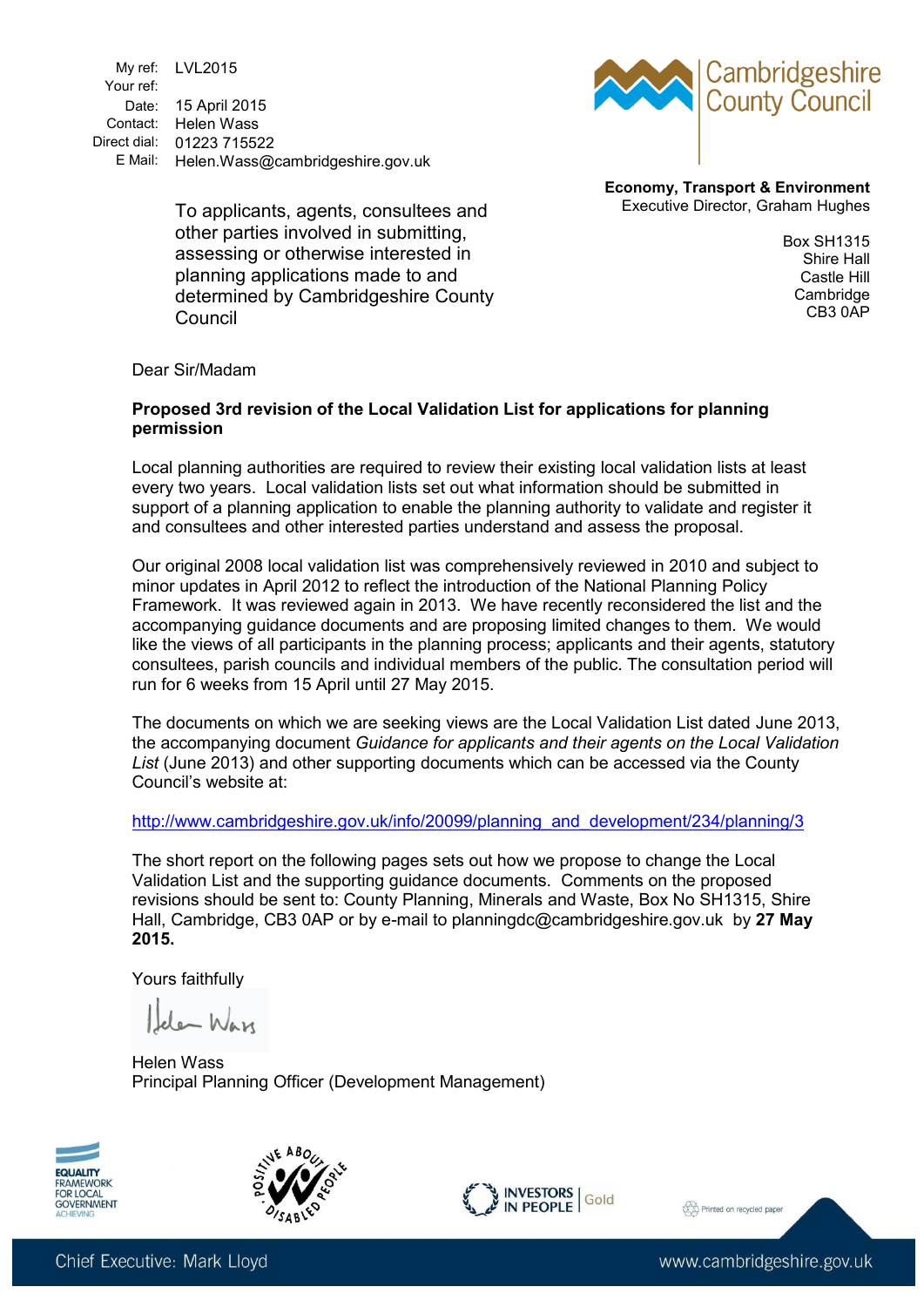My ref: LVL2015
Your ref:
Date: 15 April 2015
Contact: Helen Wass
Direct dial: 01223 715522
E Mail: Helen.Wass@cambridgeshire.gov.uk

Cambridgeshire County Council

**Economy, Transport & Environment**
Executive Director, Graham Hughes

Box SH1315
Shire Hall
Castle Hill
Cambridge
CB3 0AP

To applicants, agents, consultees and other parties involved in submitting, assessing or otherwise interested in planning applications made to and determined by Cambridgeshire County Council

Dear Sir/Madam

**Proposed 3rd revision of the Local Validation List for applications for planning permission**

Local planning authorities are required to review their existing local validation lists at least every two years. Local validation lists set out what information should be submitted in support of a planning application to enable the planning authority to validate and register it and consultees and other interested parties understand and assess the proposal.

Our original 2008 local validation list was comprehensively reviewed in 2010 and subject to minor updates in April 2012 to reflect the introduction of the National Planning Policy Framework. It was reviewed again in 2013. We have recently reconsidered the list and the accompanying guidance documents and are proposing limited changes to them. We would like the views of all participants in the planning process; applicants and their agents, statutory consultees, parish councils and individual members of the public. The consultation period will run for 6 weeks from 15 April until 27 May 2015.

The documents on which we are seeking views are the Local Validation List dated June 2013, the accompanying document *Guidance for applicants and their agents on the Local Validation List* (June 2013) and other supporting documents which can be accessed via the County Council's website at:

http://www.cambridgeshire.gov.uk/info/20099/planning_and_development/234/planning/3

The short report on the following pages sets out how we propose to change the Local Validation List and the supporting guidance documents. Comments on the proposed revisions should be sent to: County Planning, Minerals and Waste, Box No SH1315, Shire Hall, Cambridge, CB3 0AP or by e-mail to planningdc@cambridgeshire.gov.uk by **27 May 2015.**

Yours faithfully

Helen Wass
Principal Planning Officer (Development Management)

Chief Executive: Mark Lloyd

www.cambridgeshire.gov.uk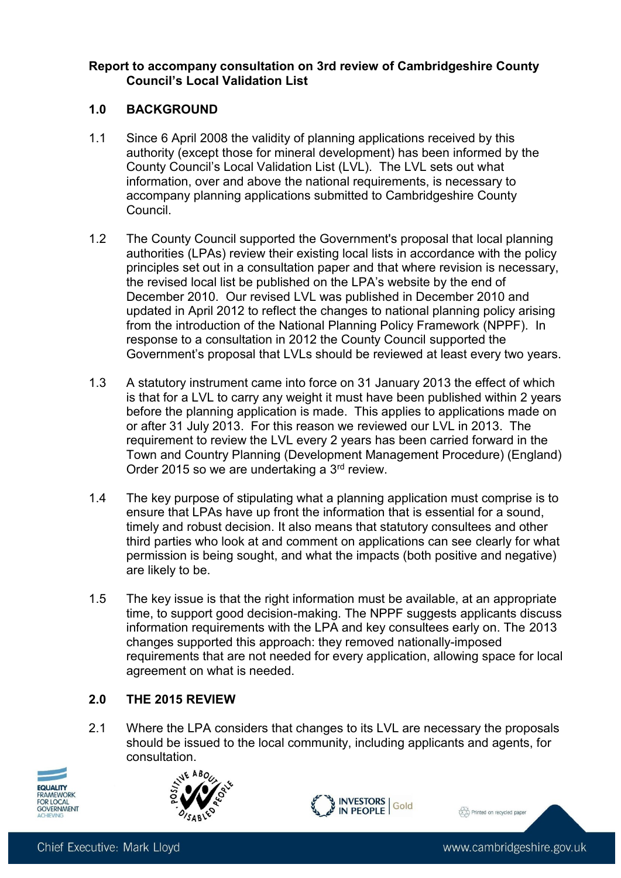**Report to accompany consultation on 3rd review of Cambridgeshire County Council's Local Validation List**

## 1.0 BACKGROUND

1.1 Since 6 April 2008 the validity of planning applications received by this authority (except those for mineral development) has been informed by the County Council's Local Validation List (LVL). The LVL sets out what information, over and above the national requirements, is necessary to accompany planning applications submitted to Cambridgeshire County Council.

1.2 The County Council supported the Government's proposal that local planning authorities (LPAs) review their existing local lists in accordance with the policy principles set out in a consultation paper and that where revision is necessary, the revised local list be published on the LPA's website by the end of December 2010. Our revised LVL was published in December 2010 and updated in April 2012 to reflect the changes to national planning policy arising from the introduction of the National Planning Policy Framework (NPPF). In response to a consultation in 2012 the County Council supported the Government's proposal that LVLs should be reviewed at least every two years.

1.3 A statutory instrument came into force on 31 January 2013 the effect of which is that for a LVL to carry any weight it must have been published within 2 years before the planning application is made. This applies to applications made on or after 31 July 2013. For this reason we reviewed our LVL in 2013. The requirement to review the LVL every 2 years has been carried forward in the Town and Country Planning (Development Management Procedure) (England) Order 2015 so we are undertaking a 3rd review.

1.4 The key purpose of stipulating what a planning application must comprise is to ensure that LPAs have up front the information that is essential for a sound, timely and robust decision. It also means that statutory consultees and other third parties who look at and comment on applications can see clearly for what permission is being sought, and what the impacts (both positive and negative) are likely to be.

1.5 The key issue is that the right information must be available, at an appropriate time, to support good decision-making. The NPPF suggests applicants discuss information requirements with the LPA and key consultees early on. The 2013 changes supported this approach: they removed nationally-imposed requirements that are not needed for every application, allowing space for local agreement on what is needed.

## 2.0 THE 2015 REVIEW

2.1 Where the LPA considers that changes to its LVL are necessary the proposals should be issued to the local community, including applicants and agents, for consultation.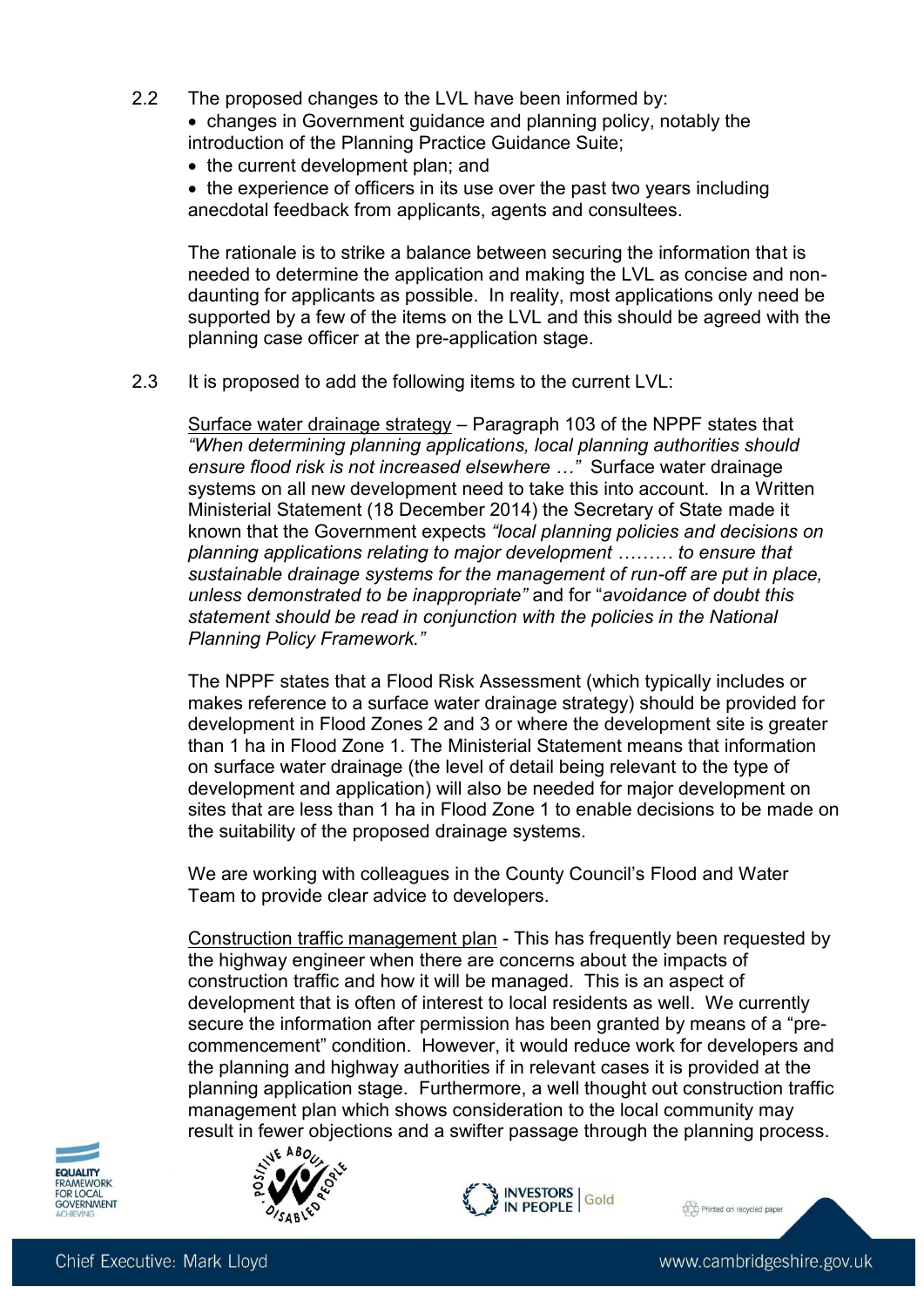2.2 The proposed changes to the LVL have been informed by:

- changes in Government guidance and planning policy, notably the introduction of the Planning Practice Guidance Suite;
- the current development plan; and
- the experience of officers in its use over the past two years including anecdotal feedback from applicants, agents and consultees.

The rationale is to strike a balance between securing the information that is needed to determine the application and making the LVL as concise and non-daunting for applicants as possible. In reality, most applications only need be supported by a few of the items on the LVL and this should be agreed with the planning case officer at the pre-application stage.

2.3 It is proposed to add the following items to the current LVL:

Surface water drainage strategy – Paragraph 103 of the NPPF states that *"When determining planning applications, local planning authorities should ensure flood risk is not increased elsewhere …"* Surface water drainage systems on all new development need to take this into account. In a Written Ministerial Statement (18 December 2014) the Secretary of State made it known that the Government expects *"local planning policies and decisions on planning applications relating to major development ……… to ensure that sustainable drainage systems for the management of run-off are put in place, unless demonstrated to be inappropriate"* and for "*avoidance of doubt this statement should be read in conjunction with the policies in the National Planning Policy Framework."*

The NPPF states that a Flood Risk Assessment (which typically includes or makes reference to a surface water drainage strategy) should be provided for development in Flood Zones 2 and 3 or where the development site is greater than 1 ha in Flood Zone 1. The Ministerial Statement means that information on surface water drainage (the level of detail being relevant to the type of development and application) will also be needed for major development on sites that are less than 1 ha in Flood Zone 1 to enable decisions to be made on the suitability of the proposed drainage systems.

We are working with colleagues in the County Council's Flood and Water Team to provide clear advice to developers.

Construction traffic management plan - This has frequently been requested by the highway engineer when there are concerns about the impacts of construction traffic and how it will be managed. This is an aspect of development that is often of interest to local residents as well. We currently secure the information after permission has been granted by means of a "pre-commencement" condition. However, it would reduce work for developers and the planning and highway authorities if in relevant cases it is provided at the planning application stage. Furthermore, a well thought out construction traffic management plan which shows consideration to the local community may result in fewer objections and a swifter passage through the planning process.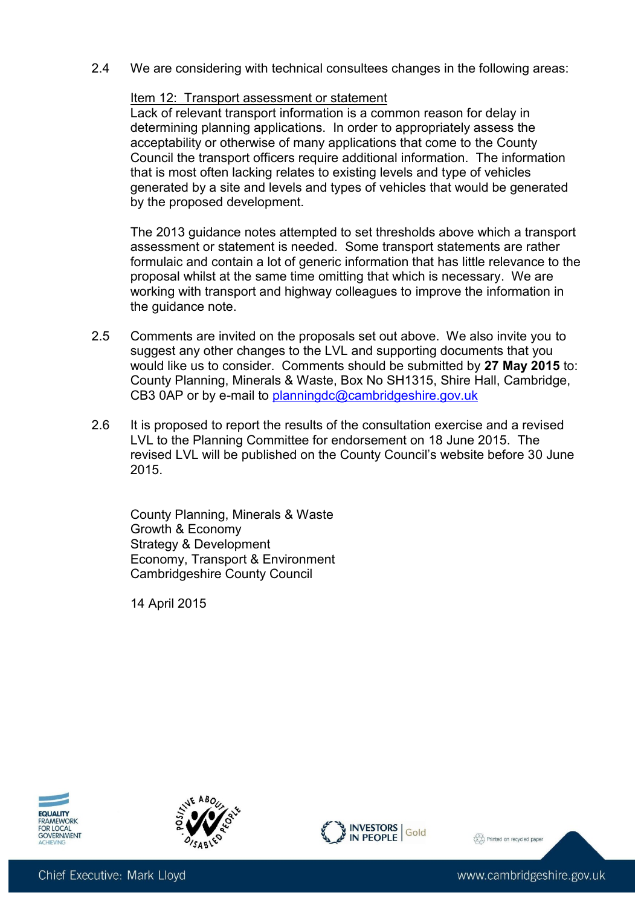2.4 We are considering with technical consultees changes in the following areas:

<u>Item 12: Transport assessment or statement</u>
Lack of relevant transport information is a common reason for delay in determining planning applications. In order to appropriately assess the acceptability or otherwise of many applications that come to the County Council the transport officers require additional information. The information that is most often lacking relates to existing levels and type of vehicles generated by a site and levels and types of vehicles that would be generated by the proposed development.

The 2013 guidance notes attempted to set thresholds above which a transport assessment or statement is needed. Some transport statements are rather formulaic and contain a lot of generic information that has little relevance to the proposal whilst at the same time omitting that which is necessary. We are working with transport and highway colleagues to improve the information in the guidance note.

2.5 Comments are invited on the proposals set out above. We also invite you to suggest any other changes to the LVL and supporting documents that you would like us to consider. Comments should be submitted by **27 May 2015** to: County Planning, Minerals & Waste, Box No SH1315, Shire Hall, Cambridge, CB3 0AP or by e-mail to planningdc@cambridgeshire.gov.uk

2.6 It is proposed to report the results of the consultation exercise and a revised LVL to the Planning Committee for endorsement on 18 June 2015. The revised LVL will be published on the County Council's website before 30 June 2015.

County Planning, Minerals & Waste
Growth & Economy
Strategy & Development
Economy, Transport & Environment
Cambridgeshire County Council

14 April 2015